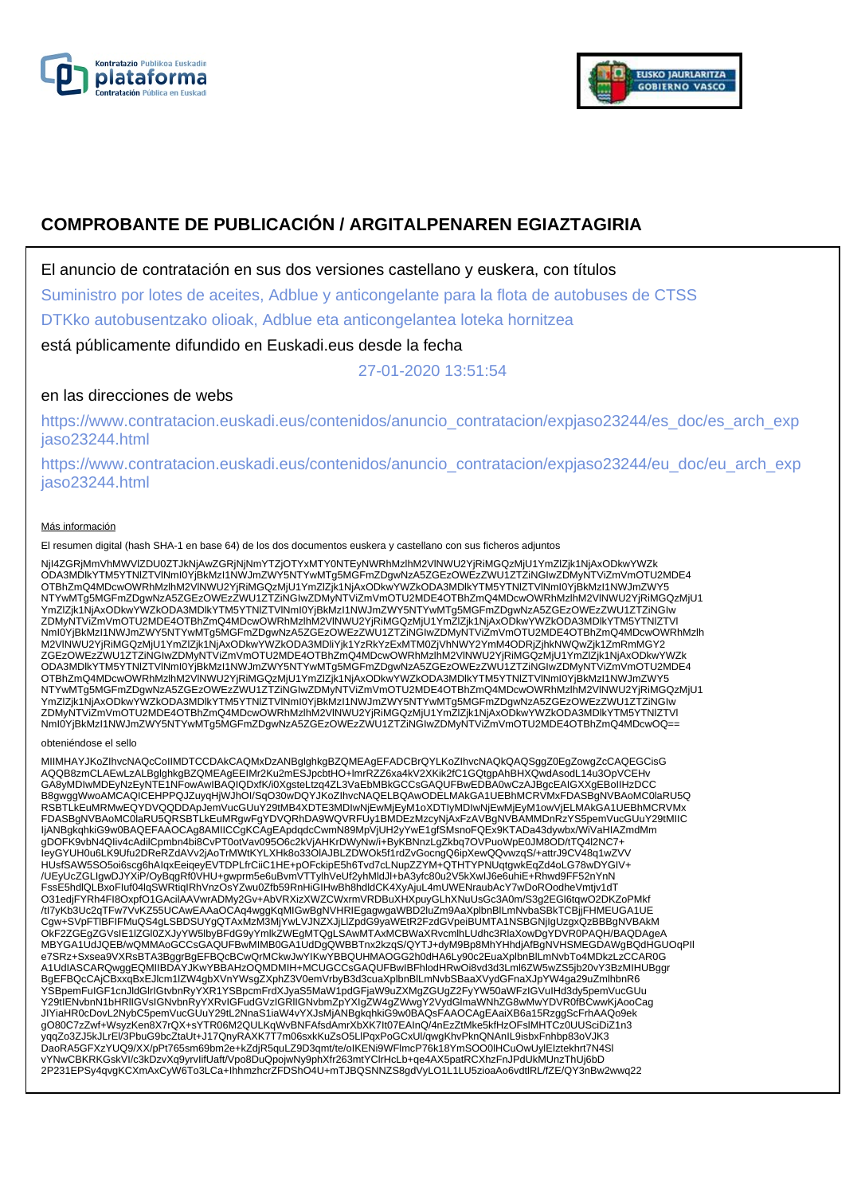# COMPROBANTE DE PUBLICACIÓN / ARGITALPENAREN EGIAZTAGIRIA

El anuncio de contratación en sus dos versiones castellano y euskera, con títulos

Suministro por lotes de aceites, Adblue y anticongelante para la flota de autobuses de CTSS

DTKko autobusentzako olioak, Adblue eta anticongelantea loteka hornitzea

está públicamente difundido en Euskadi.eus desde la fecha

27-01-2020 13:51:54

en las direcciones de webs

https://www.contratacion.euskadi.eus/contenidos/anuncio_contratacion/expjaso23244/es_doc/es_arch_expjaso23244.html

https://www.contratacion.euskadi.eus/contenidos/anuncio_contratacion/expjaso23244/eu_doc/eu_arch_expjaso23244.html

Más información

El resumen digital (hash SHA-1 en base 64) de los dos documentos euskera y castellano con sus ficheros adjuntos

NjI4ZGRjMmVhMWVlZDU0ZTJkNjAwZGRjNjNmYTZjOTYxMTY0NTEyNWRhMzlhM2VlNWU2YjRiMGQzMjU1YmZlZjk1NjAxODkwYWZkODA3MDlkYTM5YTNlZTVlNmI0YjBkMzI1NWJmZWY5NTYwMTg5MGFmZDgwNzA5ZGEzOWEzZWU1ZTZiNGIwZDMyNTViZmVmOTU2MDE4OTBhZmQ4MDcwOWRhMzlhM2VlNWU2YjRiMGQzMjU1YmZlZjk1NjAxODkwYWZkODA3MDlkYTM5YTNlZTVlNmI0YjBkMzI1NWJmZWY5NTYwMTg5MGFmZDgwNzA5ZGEzOWEzZWU1ZTZiNGIwZDMyNTViZmVmOTU2MDE4OTBhZmQ4MDcwOWRhMzlhM2VlNWU2YjRiMGQzMjU1YmZlZjk1NjAxODkwYWZkODA3MDlkYTM5YTNlZTVlNmI0YjBkMzI1NWJmZWY5NTYwMTg5MGFmZDgwNzA5ZGEzOWEzZWU1ZTZiNGIwZDMyNTViZmVmOTU2MDE4OTBhZmQ4MDcwOWRhMzlhM2VlNWU2YjRiMGQzMjU1YmZlZjk1NjAxODkwYWZkODA3MDliYjk1YzRkYzExMTM0ZjVhNWY2YmM4ODRjZjhkNWQwZjk1ZmRmMGY2ZGEzOWEzZWU1ZTZiNGIwZDMyNTViZmVmOTU2MDE4OTBhZmQ4MDcwOWRhMzlhM2VlNWU2YjRiMGQzMjU1YmZlZjk1NjAxODkwYWZkODA3MDlkYTM5YTNlZTVlNmI0YjBkMzI1NWJmZWY5NTYwMTg5MGFmZDgwNzA5ZGEzOWEzZWU1ZTZiNGIwZDMyNTViZmVmOTU2MDE4OTBhZmQ4MDcwOWRhMzlhM2VlNWU2YjRiMGQzMjU1YmZlZjk1NjAxODkwYWZkODA3MDlkYTM5YTNlZTVlNmI0YjBkMzI1NWJmZWY5NTYwMTg5MGFmZDgwNzA5ZGEzOWEzZWU1ZTZiNGIwZDMyNTViZmVmOTU2MDE4OTBhZmQ4MDcwOWRhMzlhM2VlNWU2YjRiMGQzMjU1YmZlZjk1NjAxODkwYWZkODA3MDlkYTM5YTNlZTVlNmI0YjBkMzI1NWJmZWY5NTYwMTg5MGFmZDgwNzA5ZGEzOWEzZWU1ZTZiNGIwZDMyNTViZmVmOTU2MDE4OTBhZmQ4MDcwOWRhMzlhM2VlNWU2YjRiMGQzMjU1YmZlZjk1NjAxODkwYWZkODA3MDlkYTM5YTNlZTVlNmI0YjBkMzI1NWJmZWY5NTYwMTg5MGFmZDgwNzA5ZGEzOWEzZWU1ZTZiNGIwZDMyNTViZmVmOTU2MDE4OTBhZmQ4MDcwOQ==

obteniéndose el sello

MIIMHAYJKoZIhvcNAQcCoIIMDTCCDAkCAQMxDzANBglghkgBZQMEAgEFADCBrQYLKoZIhvcNAQkQAQSggZ0EgZowgZcCAQEGCisGAQQB8zmCLAEwLzALBglghkgBZQMEAgEEIMr2Ku2mESJpcbtHO+lmrRZZ6xa4kV2XKik2fC1GQtgpAhBHXQwdAsodL14u3OpVCEHvGA8yMDIwMDEyNzEyNTE1NFowAwIBAQIQDxfK/i0XgsteLtzq4ZL3VaEbMBkGCCsGAQUFBwEDBA0wCzAJBgcEAIGXXgEBoIIHzDCCB8gwggWwoAMCAQICEHPPQJZuyqHjWJhOl/SqO30wDQYJKoZIhvcNAQELBQAwODELMAkGA1UEBhMCRVMxFDASBgNVBAoMC0laRU5QRSBTLkEuMRMwEQYDVQQDDApJemVucGUuY29tMB4XDTE3MDIwNjEwMjEyM1oXDTIyMDIwNjEwMjEyM1owVjELMAkGA1UEBhMCRVMxFDASBgNVBAoMC0laRU5QRSBTLkEuMRgwFgYDVQRhDA9WQVRFUy1BMDEzMzcyNjAxFzAVBgNVBAMMDnRzYS5pemVucGUuY29tMIICIjANBgkqhkiG9w0BAQEFAAOCAg8AMIICCgKCAgEApdqdcCwmN89MpVjUH2yYwE1gfSMsnoFQEx9KTADa43dywbx/WiVaHIAZmdMmgDOFK9vbN4QIiv4cAdilCpmbn4bi8CvPT0otVav095O6c2kVjAHKrDWyNw/i+ByKBNnzLgZkbq7OVPuoWpE0JM8OD/tTQ4l2NC7+IeyGYUH0u6LK9Ufu2DReRZdAVv2jAoTrMWtKYLXHk8o33OlAJBLZDWOk5f1rdZvGocngQ6ipXewQQvwzqS/+attrJ9CV48q1wZVVHUsfSAW5SO5oi6scg6hAlqxEeiqeyEVTDPLfrCiiC1HE+pOFckipE5h6Tvd7cLNupZZYM+QTHTYPNUqtgwkEqZd4oLG78wDYGIV+/UEyUcZGLlgwDJYXiP/OyBqgRf0VHU+gwprm5e6uBvmVTTylhVeUf2yhMldJl+bA3yfc80u2V5kXwlJ6e6uhiE+Rhwd9FF52nYnNFssE5hdlQLBxoFluf04lqSWRtiqIRhVnzOsYZwu0Zfb59RnHiGIHwBh8hdldCK4XyAjuL4mUWENraubAcY7wDoROodheVmtjv1dTO31edjFYRh4FI8OxpfO1GAcilAAVwrADMy2Gv+AbVRXizXWZCWxrmVRDBuXHXpuyGLhXNuUsGc3A0m/S3g2EGl6tqwO2DKZoPMkf/tI7yKb3Uc2qTFw7VvKZ55UCAwEAAaOCAq4wggKqMIGwBgNVHRIEgagwgaWBD2luZm9AaXplbnBlLmNvbaSBkTCBjjFHMEUGA1UECgw+SVpFTlBFIFMuQS4gLSBDSUYgQTAxMzM3MjYwLVJNZXJjLlZpdG9yaWEtR2FzdGVpeiBUMTA1NSBGNjlgUzgxQzBBBgNVBAkMOkF2ZGEgZGVsIE1lZGl0ZXJyYW5lbyBFdG9yYmlkZWEgMTQgLSAwMTAxMCBWaXRvcmlhLUdhc3RlaXowDgYDVR0PAQH/BAQDAgeAMBYGA1UdJQEB/wQMMAoGCCsGAQUFBwMIMB0GA1UdDgQWBBTnx2kzqS/QYTJ+dyM9Bp8MhYHhdjAfBgNVHSMEGDAWgBQdHGUOqPIle7SRz+Sxsea9VXRsBTA3BggrBgEFBQcBCwQrMCkwJwYIKwYBBQUHMAOGG2h0dHA6Ly90c2EuaXplbnBlLmNvbTo4MDkzLzCCAR0GA1UdIASCARQwggEQMIIBDAYJKwYBBAHzOQMDMIH+MCUGCCsGAQUFBwIBFhlodHRwOi8vd3d3Lml6ZW5wZS5jb20vY3BzMIHUBggrBgEFBQcCAjCBxxqBxEJlcm1lZW4gbXVnYWsgZXphZ3V0emVrbyB3d3cuaXplbnBlLmNvbSBaaXVydGFnaXJpYW4ga29uZmlhbnR6YSBpemFuIGF1cnJldGlrIGtvbnRyYXR1YSBpcmFrdXJyaS5MaW1pdGFjaW9uZXMgZGUgZ2FyYW50aWFzIGVuIHd3dy5pemVucGUuY29tIENvbnN1bHRlIGVsIGNvbnRyYXRvIGFudGVzIGRlIGNvbmZpYXIgZW4gZWwgY2VydGlmaWNhZG8wMwYDVR0fBCwwKjAooCagJIYiaHR0cDovL2NybC5pemVucGUuY29tL2NnaS1iaW4vYXJsMjANBgkqhkiG9w0BAQsFAAOCAgEAaiXB6a15RzggScFrhAAQo9ekgO80C7zZwf+WsyzKen8X7rQX+sYTR06M2QULKqWvBNFAfsdAmrXbXK7lt07EAInQ/4nEzZtMke5kfHzOFslMHTCz0UUSciDiZ1n3yqqZo3ZJ5kJLrEl/3PbuG9bcZtaUt+J17QnyRAXK7T7m06sxkKuZsO5LlPqxPoGCxUl/qwgKhvPknQNAnIL9isbxFnhbp83oVJK3DaoRA5GFXzYUQ9/XX/pPt765sm69bm2e+kZdjR5quLZ9D3qmt/te/oIKENi9WFlmcP76k18YmSOO0lHCuOwUylEIztekhrt7N4SIvYNwCBKRKGskVI/c3kDzvXq9yrvIifUaft/Vpo8DuQpojwNy9phXfr263mtYClrHcLb+qe4AX5patRCXhzFnJPdUkMUnzThUj6bD2P231EPSy4qvgKCXmAxCyW6To3LCa+IhhmzhcrZFDShO4U+mTJBQSNNZS8gdVyLO1L1LU5zioaAo6vdtlRL/fZE/QY3nBw2wwq22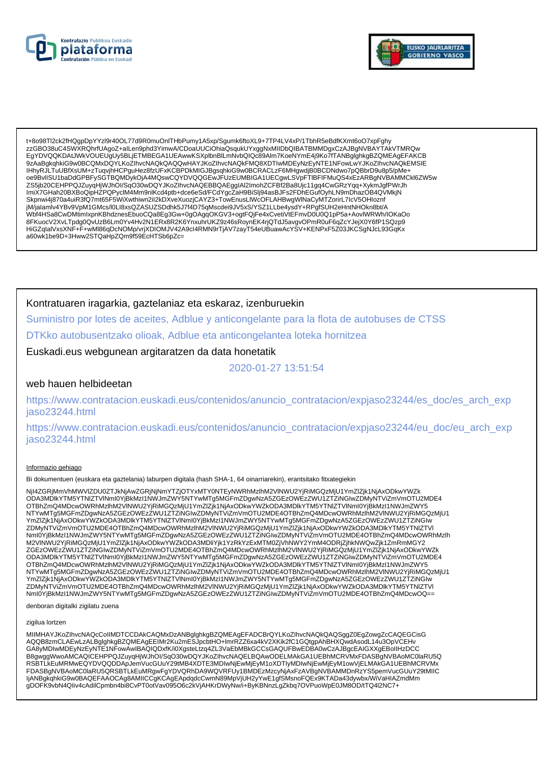t+8o98Tl2ck2fHQgpDpYYzl9r40OL77d9R0muOnlTHbPumy1A5xp/Sgumk6ftoXL9+7TP4LV4xP/1TbhR5eBdfKXmt6oO7xpFghy
zzGBO38uC4SWXRQhrfUAgoZ+aILen9phd3YimwA/CDoaUUCiOhiaQsqukUYxggNxMIIDbQIBATBMMDgxCzAJBgNVBAYTAkVTMRQw
EgYDVQQKDAtJWkVOUEUgUy5BLjETMBEGA1UEAwwKSXplbnBlLmNvbQIQc89Alm7KoeNYmE4j9Ko7fTANBglghkgBZQMEAgEFAKCB
9zAaBgkqhkiG9w0BCQMxDQYLKoZIhvcNAQkQAQQwHAYJKoZIhvcNAQkFMQ8XDTIwMDEyNzEyNTE1NFowLwYJKoZIhvcNAQkEMSIE
IHhyRJLTuUBfXsUM+zTuqvjhHCPguHez8fzUFxKCBPDkMIGJBgsqhkiG9w0BCRACLzF6MHgwdjB0BCDNdwo7pQBbrD9u8p5/pMe+
oe9BvlISU1baDdGPBFySGTBQMDykOjA4MQswCQYDVQQGEwJFUzEUMBIGA1UECgwLSVpFTlBFIFMuQS4xEzARBgNVBAMMCkl6ZW5w
ZS5jb20CEHPPQJZuyqHjWJhOI/SqO30wDQYJKoZIhvcNAQEBBQAEggIAl2ImohZCFBf2Ba8Ujc11gq4CwGRzYqq+XykmJgfPWrJh
ImiX7GHah20BXBoQipHZPQPyclM4Mm9nlKcd4ptb+dce6eSd/FCdYgcZaH9BiSlj94asBJFs2FDhEGufOyhLN9mDhazOB4QVMkjN
Skpnwi4j870a4uiR3fQ7mt65F5WiXwthiwn2il2kDXveXuozjCAYZ3+TowEnusLlWcOFLAHBwgWlNaCyMTZorirL7IcV5OHIoznf
jM/jalamlv4YBv9VpM1GMcs/l0Ll8xsQZASUZSDdhk5J7f4D75qMscdei9JV5xS/YSZ1LLbe4ysdY+RPgfSUH2eHntNHOkn8bt/A
Wbf4HSa8CwDMtimlxpnKBhdznesEbuoCQa8Eg3Gw+0gOAgqOKGV3+ogtFQjFe4xCvetiVtEFmvD0U0Q1pP5a+AovlWRWh/IOKaOo
8FKuocV2XvLTpdg0QvUzB6Lm0Yv4Hv2N1ERx8R2K6YnxuhrUKZ9z46sRoynEK4rjQTdJ5avgvOPmR0uF6qZcYJejX0Y6fP1SQzp9
HiGZqIalVxsXNF+F+wMl86qDcNOMp/vrjXDIOMJV42A9cI4RMN9rTjAV7zayT54eUBuawAcYSV+KENPxF5Z03JKCSgNJcL93GqKx
a60wk1be9D+3Hww2STQaHpZQm9f59EcHTSb6pZc=

Kontratuaren iragarkia, gaztelaniaz eta eskaraz, izenburuekin

Suministro por lotes de aceites, Adblue y anticongelante para la flota de autobuses de CTSS

DTKko autobusentzako olioak, Adblue eta anticongelantea loteka hornitzea

Euskadi.eus webgunean argitaratzen da data honetatik

2020-01-27 13:51:54

web hauen helbideetan

https://www.contratacion.euskadi.eus/contenidos/anuncio_contratacion/expjaso23244/es_doc/es_arch_expjaso23244.html

https://www.contratacion.euskadi.eus/contenidos/anuncio_contratacion/expjaso23244/eu_doc/eu_arch_expjaso23244.html

Informazio gehiago

Bi dokumentuen (euskara eta gaztelania) laburpen digitala (hash SHA-1, 64 oinarriarekin), erantsitako fitxategiekin

NjI4ZGRjMmVhMWVlZDU0ZTJkNjAwZGRjNjNmYTZjOTYxMTY0NTEyNWRhMzlhM2VlNWU2YjRiMGQzMjU1YmZlZjk1NjAxODkwYWZk
ODA3MDlkYTM5YTNlZTVlNmI0YjBkMzI1NWJmZWY5NTYwMTg5MGFmZDgwNzA5ZGEzOWEzZWU1ZTZiNGIwZDMyNTViZmVmOTU2MDE4
OTBhZmQ4MDcwOWRhMzlhM2VlNWU2YjRiMGQzMjU1YmZlZjk1NjAxODkwYWZkODA3MDlkYTM5YTNlZTVlNmI0YjBkMzI1NWJmZWY5
NTYwMTg5MGFmZDgwNzA5ZGEzOWEzZWU1ZTZiNGIwZDMyNTViZmVmOTU2MDE4OTBhZmQ4MDcwOWRhMzlhM2VlNWU2YjRiMGQzMjU1
YmZlZjk1NjAxODkwYWZkODA3MDlkYTM5YTNlZTVlNmI0YjBkMzI1NWJmZWY5NTYwMTg5MGFmZDgwNzA5ZGEzOWEzZWU1ZTZiNGIw
ZDMyNTViZmVmOTU2MDE4OTBhZmQ4MDcwOWRhMzlhM2VlNWU2YjRiMGQzMjU1YmZlZjk1NjAxODkwYWZkODA3MDlkYTM5YTNlZTVl
NmI0YjBkMzI1NWJmZWY5NTYwMTg5MGFmZDgwNzA5ZGEzOWEzZWU1ZTZiNGIwZDMyNTViZmVmOTU2MDE4OTBhZmQ4MDcwOWRhMzlh
M2VlNWU2YjRiMGQzMjU1YmZlZjk1NjAxODkwYWZkODA3MDliYjk1YzRkYzExMTM0ZjVhNWY2YmM4ODRjZjhkNWQwZjk1ZmRmMGY2
ZGEzOWEzZWU1ZTZiNGIwZDMyNTViZmVmOTU2MDE4OTBhZmQ4MDcwOWRhMzlhM2VlNWU2YjRiMGQzMjU1YmZlZjk1NjAxODkwYWZk
ODA3MDlkYTM5YTNlZTVlNmI0YjBkMzI1NWJmZWY5NTYwMTg5MGFmZDgwNzA5ZGEzOWEzZWU1ZTZiNGIwZDMyNTViZmVmOTU2MDE4
OTBhZmQ4MDcwOWRhMzlhM2VlNWU2YjRiMGQzMjU1YmZlZjk1NjAxODkwYWZkODA3MDlkYTM5YTNlZTVlNmI0YjBkMzI1NWJmZWY5
NTYwMTg5MGFmZDgwNzA5ZGEzOWEzZWU1ZTZiNGIwZDMyNTViZmVmOTU2MDE4OTBhZmQ4MDcwOWRhMzlhM2VlNWU2YjRiMGQzMjU1
YmZlZjk1NjAxODkwYWZkODA3MDlkYTM5YTNlZTVlNmI0YjBkMzI1NWJmZWY5NTYwMTg5MGFmZDgwNzA5ZGEzOWEzZWU1ZTZiNGIw
ZDMyNTViZmVmOTU2MDE4OTBhZmQ4MDcwOWRhMzlhM2VlNWU2YjRiMGQzMjU1YmZlZjk1NjAxODkwYWZkODA3MDlkYTM5YTNlZTVl
NmI0YjBkMzI1NWJmZWY5NTYwMTg5MGFmZDgwNzA5ZGEzOWEzZWU1ZTZiNGIwZDMyNTViZmVmOTU2MDE4OTBhZmQ4MDcwOQ==

denboran digitalki zigilatu zuena

zigilua lortzen

MIIMHAYJKoZIhvcNAQcCoIIMDTCCDAkCAQMxDzANBglghkgBZQMEAgEFADCBrQYLKoZIhvcNAQkQAQSggZ0EgZowgZcCAQEGCisG
AQQB8zmCLAEwLzALBglghkgBZQMEAgEEIMr2Ku2mESJpcbtHO+lmrRZZ6xa4kV2XKik2fC1GQtgpAhBHXQwdAsodL14u3OpVCEHv
GA8yMDIwMDEyNzEyNTE1NFowAwIBAQIQDxfK/i0XgsteLtzq4ZL3VaEbMBkGCCsGAQUFBwEDBA0wCzAJBgcEAIGXXgEBoIIHzDCC
B8gwggWwoAMCAQICEHPPQJZuyqHjWJhOI/SqO30wDQYJKoZIhvcNAQELBQAwODELMAkGA1UEBhMCRVMxFDASBgNVBAoMC0laRU5Q
RSBTLkEuMRMwEQYDVQQDDApJemVucGUuY29tMB4XDTE3MDIwNjEwMjEyM1oXDTIyMDIwNjEwMjEyM1owVjELMAkGA1UEBhMCRVMx
FDASBgNVBAoMC0laRU5QRSBTLkEuMRgwFgYDVQRhDA9WQVRFUy1BMDEzMzcyNjAxFzAVBgNVBAMMDnRzYS5pemVucGUuY29tMIIC
IjANBgkqhkiG9w0BAQEFAAOCAg8AMIICCgKCAgEApdqdcCwmN89MpVjUH2yYwE1gfSMsnoFQEx9KTADa43dywbx/WiVaHIAZmdMm
gDOFK9vbN4Qliv4cAdilCpmbn4bi8CvPT0otVav095O6c2kVjAHKrDWyNw/i+ByKBNnzLgZkbq7OVPuoWpE0JM8OD/tTQ4l2NC7+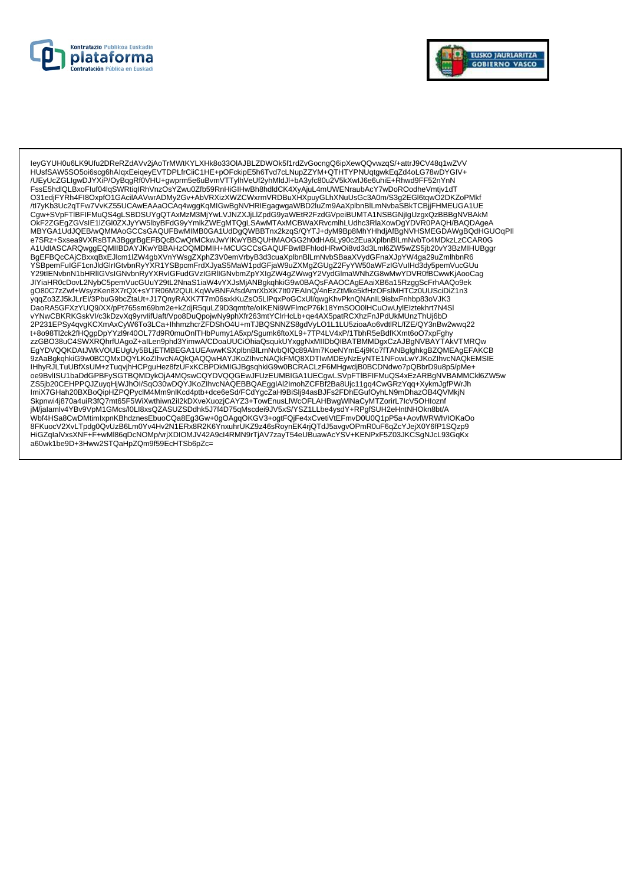IeyGYUH0u6LK9Ufu2DReRZdAVv2jAoTrMWtKYLXHk8o33OlAJBLZDWOk5f1rdZvGocngQ6ipXewQQvwzqS/+attrJ9CV48q1wZVV
HUsfSAW5SO5oi6scg6hAlqxEeiqeyEVTDPLfrCiiC1HE+pOFckipE5h6Tvd7cLNupZZYM+QTHTYPNUqtgwkEqZd4oLG78wDYGlV+
/UEyUcZGLlgwDJYXiP/OyBqgRf0VHU+gwprm5e6uBvmVTTylhVeUf2yhMldJl+bA3yfc80u2V5kXwlJ6e6uhiE+Rhwd9FF52nYnN
FssE5hdlQLBxoFluf04lqSWRtiqIRhVnzOsYZwu0Zfb59RnHiGIHwBh8hdldCK4XyAjuL4mUWENraubAcY7wDoROodheVmtjv1dT
O31edjFYRh4FI8OxpfO1GAcilAAVwrADMy2Gv+AbVRXizXWZCWxrmVRDBuXHXpuyGLhXNuUsGc3A0m/S3g2EGl6tqwO2DKZoPMkf
/tI7yKb3Uc2qTFw7VvKZ55UCAwEAAaOCAq4wggKqMIGwBgNVHRIEgagwgaWBD2luZm9AaXplbnBlLmNvbaSBkTCBjjFHMEUGA1UE
Cgw+SVpFTlBFIFMuQS4gLSBDSUYgQTAxMzM3MjYwLVJNZXJjLlZpdG9yaWEtR2FzdGVpeiBUMTA1NSBGNjIgUzgxQzBBBgNVBAkM
OkF2ZGEgZGVsIE1lZGl0ZXJyYW5lbyBFdG9yYmlkZWEgMTQgLSAwMTAxMCBWaXRvcmlhLUdhc3RlaXowDgYDVR0PAQH/BAQDAgeA
MBYGA1UdJQEB/wQMMAoGCCsGAQUFBwMIMB0GA1UdDgQWBBTnx2kzqS/QYTJ+dyM9Bp8MhYHhdjAfBgNVHSMEGDAWgBQdHGUOqPll
e7SRz+Sxsea9VXRsBTA3BggrBgEFBQcBCwQrMCkwJwYIKwYBBQUHMAOGG2h0dHA6Ly90c2EuaXplbnBlLmNvbTo4MDkzLzCCAR0G
A1UdIASCARQwggEQMIIBDAYJKwYBBAHzOQMDMIH+MCUGCCsGAQUFBwIBFhlodHRwOi8vd3d3Lml6ZW5wZS5jb20vY3BzMIHUBggr
BgEFBQcCAjCBxxqBxEJlcm1lZW4gbXVnYWsgZXphZ3V0emVrbyB3d3cuaXplbnBlLmNvbSBaaXVydGFnaXJpYW4ga29uZmlhbnR6
YSBpemFuIGF1cnJldGlrIGtvbnRyYXR1YSBpcmFrdXJyaS5MaW1pdGFjaW9uZXMgZGUgZ2FyYW50aWFzIGVuIHd3dy5pemVucGUu
Y29tIENvbnN1bHRlIGVsIGNvbnRyYXRvIGFudGVzIGRlIGNvbmZpYXIgZW4gZWwgY2VydGlmaWNhZG8wMwYDVR0fBCwwKjAooCag
JIYiaHR0cDovL2NybC5pemVucGUuY29tL2NnaS1iaW4vYXJsMjANBgkqhkiG9w0BAQsFAAOCAgEAaiXB6a15RzggScFrhAAQo9ek
gO80C7zZwf+WsyzKen8X7rQX+sYTR06M2QULKqWvBNFAfsdAmrXbXK7lt07EAInQ/4nEzZtMke5kfHzOFslMHTCz0UUSciDiZ1n3
yqqZo3ZJ5kJLrEl/3PbuG9bcZtaUt+J17QnyRAXK7T7m06sxkKuZsO5LlPqxPoGCxUl/qwgKhvPknQNAnIL9isbxFnhbp83oVJK3
DaoRA5GFXzYUQ9/XX/pPt765sm69bm2e+kZdjR5quLZ9D3qmt/te/oIKENi9WFlmcP76k18YmSOO0lHCuOwUylEIztekhrt7N4Sl
vYNwCBKRKGskVl/c3kDzvXq9yrvlifUaft/Vpo8DuQpojwNy9phXfr263mtYClrHcLb+qe4AX5patRCXhzFnJPdUkMUnzThUj6bD
2P231EPSy4qvgKCXmAxCyW6To3LCa+IhhmzhcrZFDShO4U+mTJBQSNNZS8gdVyLO1L1LU5zioaAo6vdtlRL/fZE/QY3nBw2wwq22
t+8o98Tl2ck2fHQgpDpYYzl9r40OL77d9R0muOnlTHbPumy1A5xp/Sgumk6ftoXL9+7TP4LV4xP/1TbhR5eBdfKXmt6oO7xpFghy
zzGBO38uC4SWXRQhrfUAgoZ+aILen9phd3YimwA/CDoaUUCiOhiaQsqukUYxggNxMIIDbQIBATBMMDgxCzAJBgNVBAYTAkVTMRQw
EgYDVQQKDAtJWkVOUEUgUy5BLjETMBEGA1UEAwwKSXplbnBlLmNvbQIQc89Alm7KoeNYmE4j9Ko7fTANBglghkgBZQMEAgEFAKCB
9zAaBgkqhkiG9w0BCQMxDQYLKoZIhvcNAQkQAQQwHAYJKoZIhvcNAQkFMQ8XDTIwMDEyNzEyNTE1NFowLwYJKoZIhvcNAQkEMSIE
IHhyRJLTuUBfXsUM+zTuqvjhHCPguHez8fzUFxKCBPDkMIGJBgsqhkiG9w0BCRACLzF6MHgwdjB0BCDNdwo7pQBbrD9u8p5/pMe+
oe9BvlISU1baDdGPBFySGTBQMDykOjA4MQswCQYDVQQGEwJFUzEUMBIGA1UECgwLSVpFTlBFIFMuQS4xEzARBgNVBAMMCkl6ZW5w
ZS5jb20CEHPPQJZuyqHjWJhOI/SqO30wDQYJKoZIhvcNAQEBBQAEggIAl2ImohZCFBf2Ba8Ujc11gq4CwGRzYqq+XykmJgfPWrJh
ImiX7GHah20BXBoQipHZPQPyclM4Mm9nlKcd4ptb+dce6eSd/FCdYgcZaH9BiSlj94asBJFs2FDhEGufOyhLN9mDhazOB4QVMkjN
Skpnwi4j870a4uiR3fQ7mt65F5WiXwthiwn2il2kDXveXuozjCAYZ3+TowEnusLlWcOFLAHBwgWlNaCyMTZorirL7IcV5OHIoznf
jM/jalamlv4YBv9VpM1GMcs/l0Ll8xsQZASUZSDdhk5J7f4D75qMscdei9JV5xS/YSZ1LLbe4ysdY+RPgfSUH2eHntNHOkn8bt/A
Wbf4HSa8CwDMtimIxpnKBhdznesEbuoCQa8Eg3Gw+0gOAgqOKGV3+ogtFQjFe4xCvetiVtEFmvD0U0Q1pP5a+AovlWRWh/lOKaOo
8FKuocV2XvLTpdg0QvUzB6Lm0Yv4Hv2N1ERx8R2K6YnxuhrUKZ9z46sRoynEK4rjQTdJ5avgvOPmR0uF6qZcYJejX0Y6fP1SQzp9
HiGZqIalVxsXNF+F+wMl86qDcNOMp/vrjXDIOMJV42A9cl4RMN9rTjAV7zayT54eUBuawAcYSV+KENPxF5Z03JKCSgNJcL93GqKx
a60wk1be9D+3Hww2STQaHpZQm9f59EcHTSb6pZc=